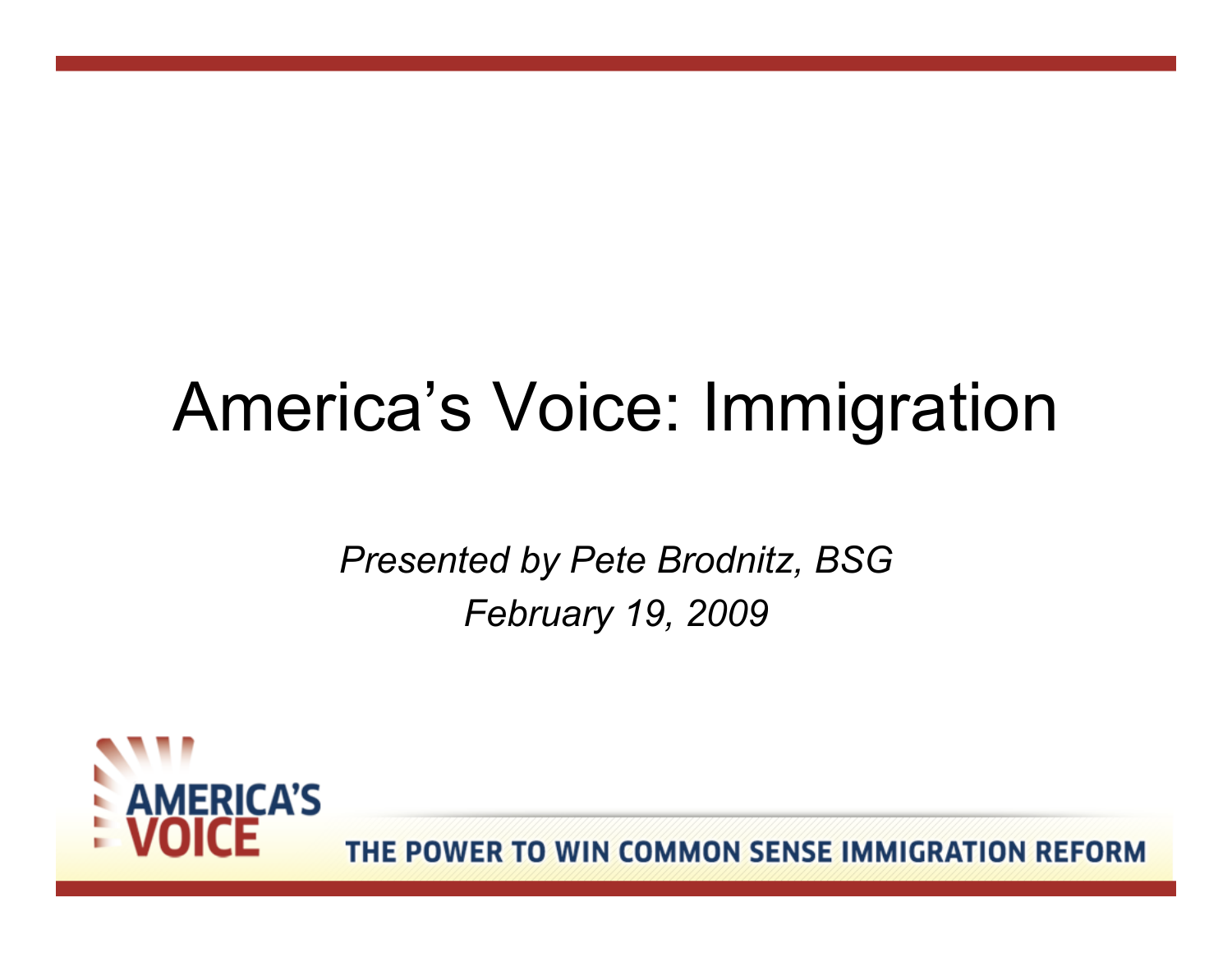# America's Voice: Immigration

*Presented by Pete Brodnitz, BSG*

*February 19, 2009*

AMERICA'S VOICE

THE POWER TO WIN COMMON SENSE IMMIGRATION REFORM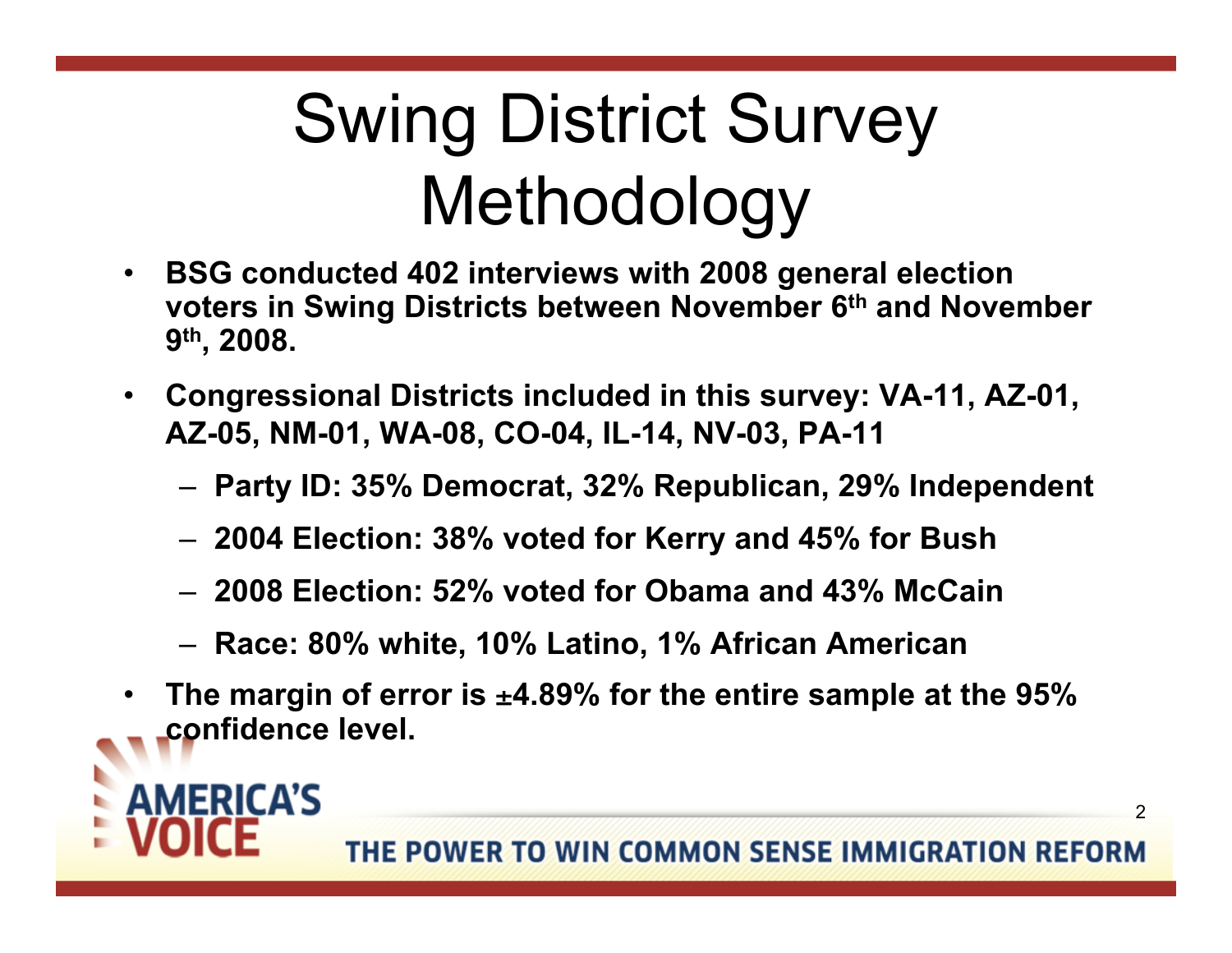# Swing District Survey Methodology

- **BSG conducted 402 interviews with 2008 general election voters in Swing Districts between November 6th and November 9th, 2008.**
- **Congressional Districts included in this survey: VA-11, AZ-01, AZ-05, NM-01, WA-08, CO-04, IL-14, NV-03, PA-11**
  - **Party ID: 35% Democrat, 32% Republican, 29% Independent**
  - **2004 Election: 38% voted for Kerry and 45% for Bush**
  - **2008 Election: 52% voted for Obama and 43% McCain**
  - **Race: 80% white, 10% Latino, 1% African American**
- **The margin of error is ±4.89% for the entire sample at the 95% confidence level.**

AMERICA'S VOICE

THE POWER TO WIN COMMON SENSE IMMIGRATION REFORM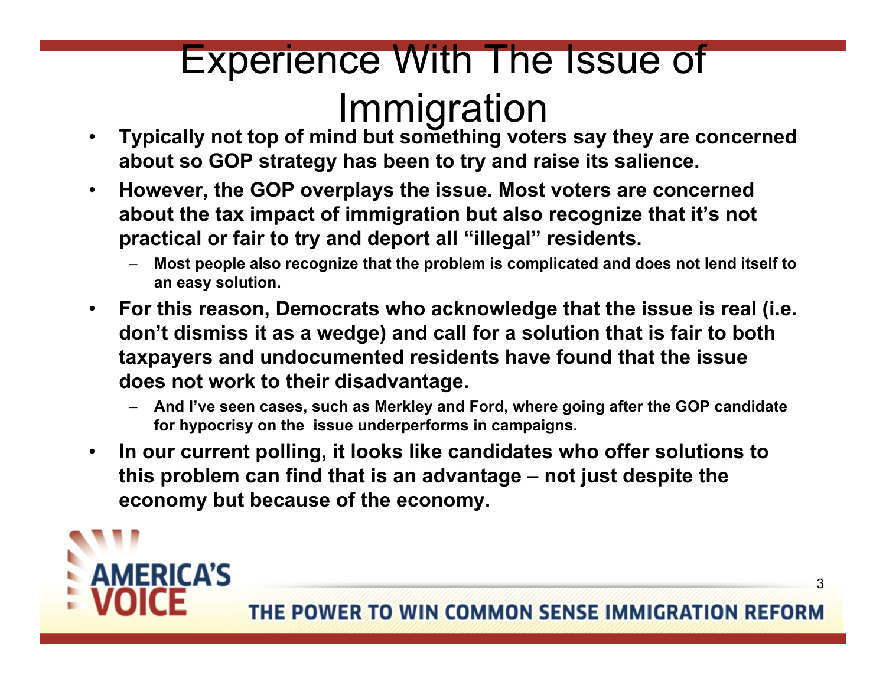# Experience With The Issue of Immigration

- **Typically not top of mind but something voters say they are concerned about so GOP strategy has been to try and raise its salience.**
- **However, the GOP overplays the issue. Most voters are concerned about the tax impact of immigration but also recognize that it's not practical or fair to try and deport all "illegal" residents.**
  - **Most people also recognize that the problem is complicated and does not lend itself to an easy solution.**
- **For this reason, Democrats who acknowledge that the issue is real (i.e. don't dismiss it as a wedge) and call for a solution that is fair to both taxpayers and undocumented residents have found that the issue does not work to their disadvantage.**
  - **And I've seen cases, such as Merkley and Ford, where going after the GOP candidate for hypocrisy on the issue underperforms in campaigns.**
- **In our current polling, it looks like candidates who offer solutions to this problem can find that is an advantage – not just despite the economy but because of the economy.**

AMERICA'S VOICE

THE POWER TO WIN COMMON SENSE IMMIGRATION REFORM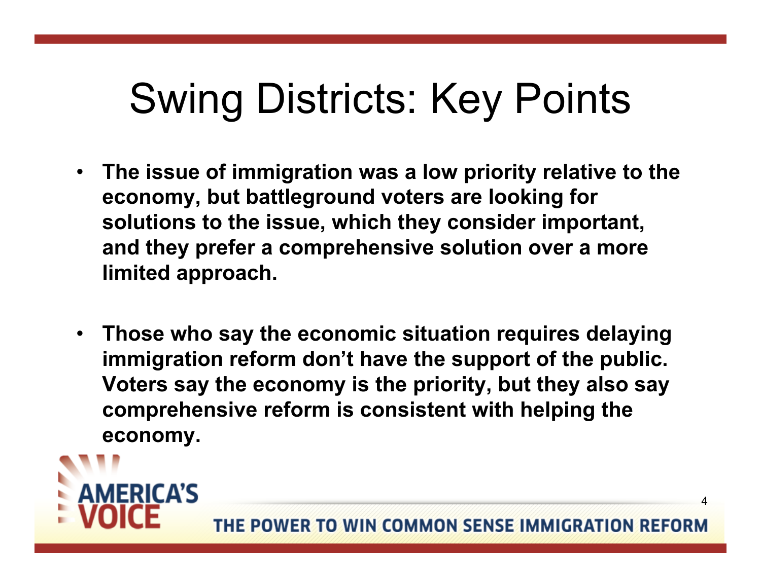# Swing Districts: Key Points

- **The issue of immigration was a low priority relative to the economy, but battleground voters are looking for solutions to the issue, which they consider important, and they prefer a comprehensive solution over a more limited approach.**

- **Those who say the economic situation requires delaying immigration reform don't have the support of the public. Voters say the economy is the priority, but they also say comprehensive reform is consistent with helping the economy.**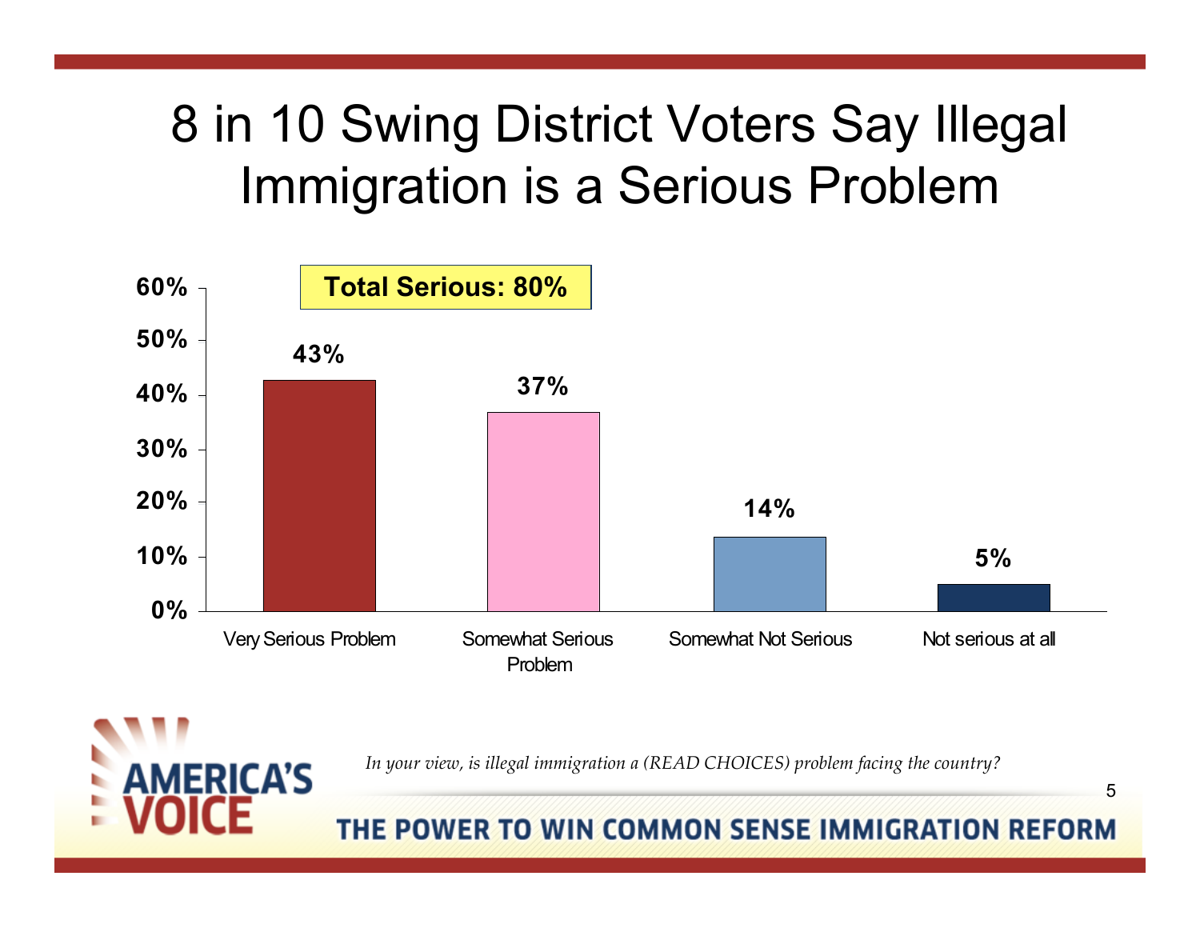# 8 in 10 Swing District Voters Say Illegal Immigration is a Serious Problem

**Total Serious: 80%**

| Response | Percent |
|---|---|
| Very Serious Problem | 43% |
| Somewhat Serious Problem | 37% |
| Somewhat Not Serious | 14% |
| Not serious at all | 5% |

*In your view, is illegal immigration a (READ CHOICES) problem facing the country?*

AMERICA'S VOICE

THE POWER TO WIN COMMON SENSE IMMIGRATION REFORM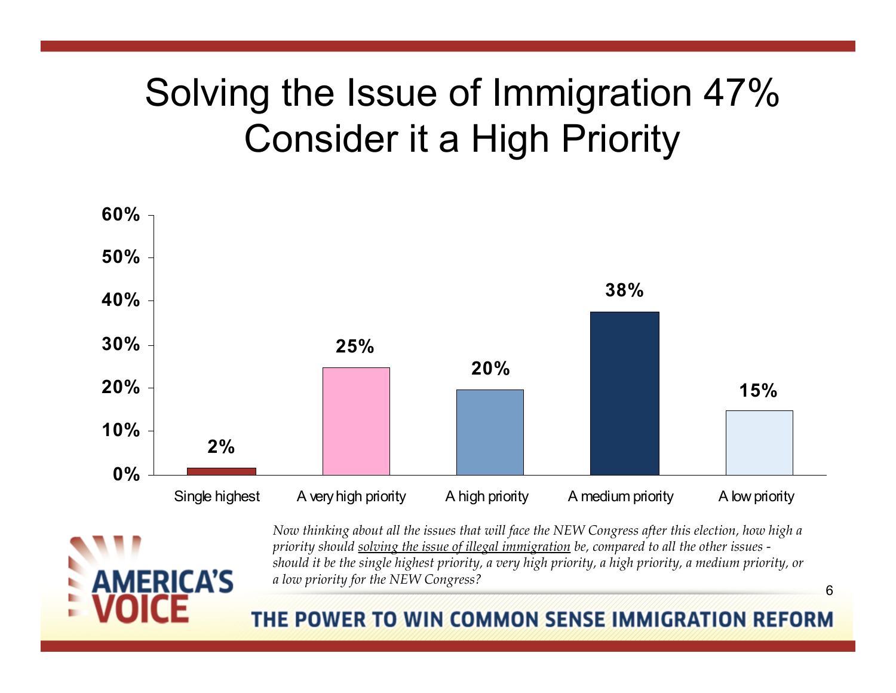# Solving the Issue of Immigration 47% Consider it a High Priority

| Single highest | A very high priority | A high priority | A medium priority | A low priority |
|---|---|---|---|---|
| 2% | 25% | 20% | 38% | 15% |

*Now thinking about all the issues that will face the NEW Congress after this election, how high a priority should solving the issue of illegal immigration be, compared to all the other issues - should it be the single highest priority, a very high priority, a high priority, a medium priority, or a low priority for the NEW Congress?*

AMERICA'S VOICE

THE POWER TO WIN COMMON SENSE IMMIGRATION REFORM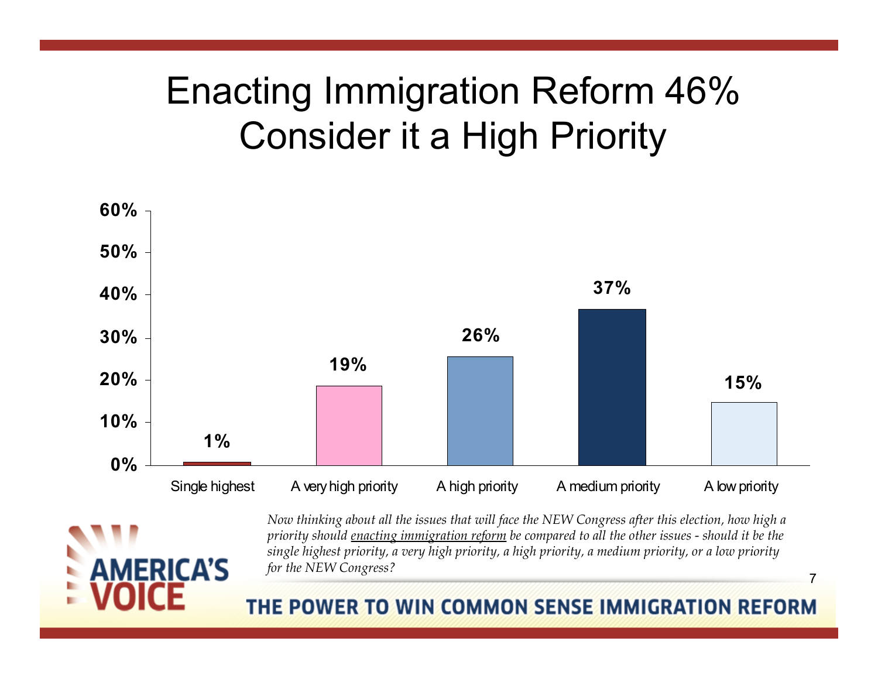# Enacting Immigration Reform 46% Consider it a High Priority

| Response | Percentage |
|---|---|
| Single highest | 1% |
| A very high priority | 19% |
| A high priority | 26% |
| A medium priority | 37% |
| A low priority | 15% |

*Now thinking about all the issues that will face the NEW Congress after this election, how high a priority should enacting immigration reform be compared to all the other issues - should it be the single highest priority, a very high priority, a high priority, a medium priority, or a low priority for the NEW Congress?*

AMERICA'S VOICE

THE POWER TO WIN COMMON SENSE IMMIGRATION REFORM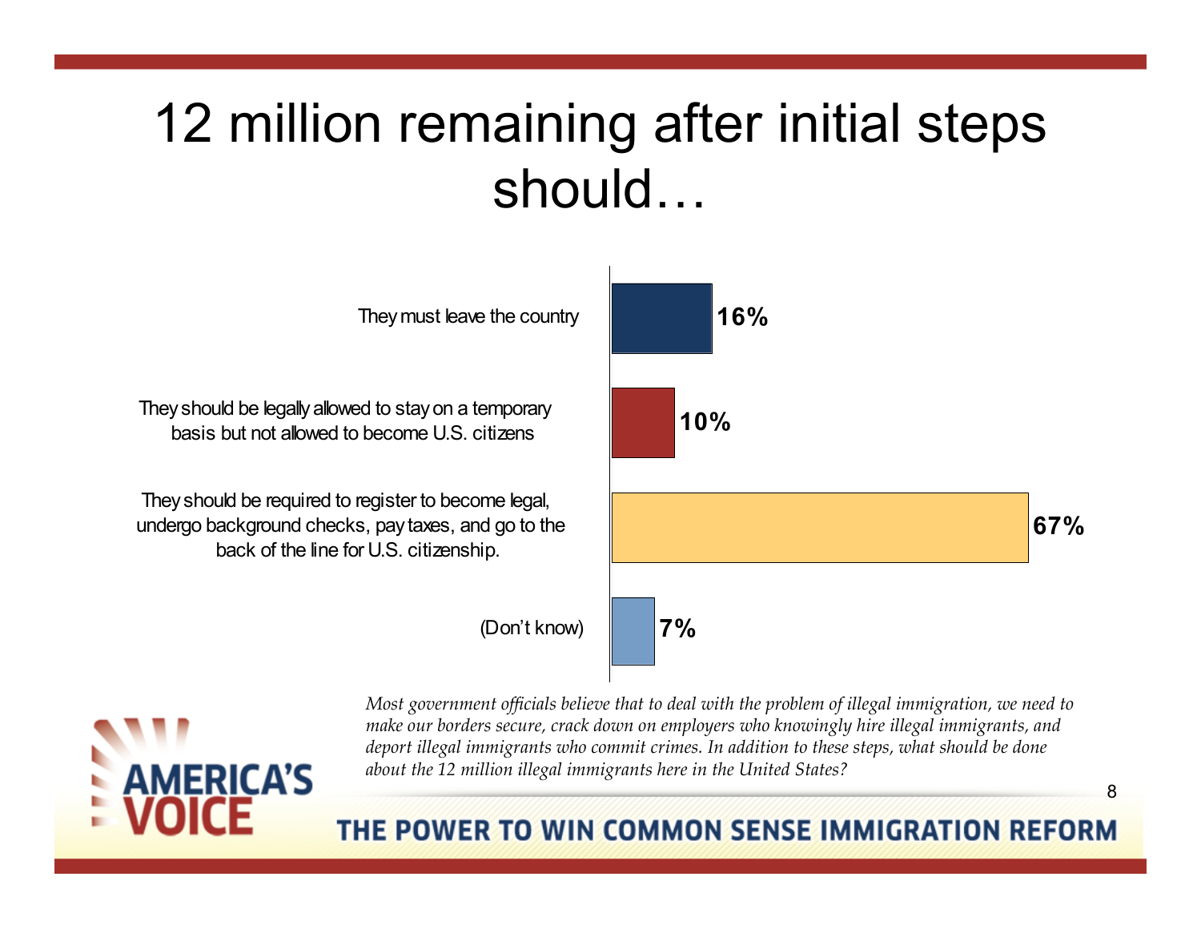# 12 million remaining after initial steps should…

| Response | Percentage |
| --- | --- |
| They must leave the country | 16% |
| They should be legally allowed to stay on a temporary basis but not allowed to become U.S. citizens | 10% |
| They should be required to register to become legal, undergo background checks, pay taxes, and go to the back of the line for U.S. citizenship. | 67% |
| (Don't know) | 7% |

*Most government officials believe that to deal with the problem of illegal immigration, we need to make our borders secure, crack down on employers who knowingly hire illegal immigrants, and deport illegal immigrants who commit crimes. In addition to these steps, what should be done about the 12 million illegal immigrants here in the United States?*

AMERICA'S VOICE

THE POWER TO WIN COMMON SENSE IMMIGRATION REFORM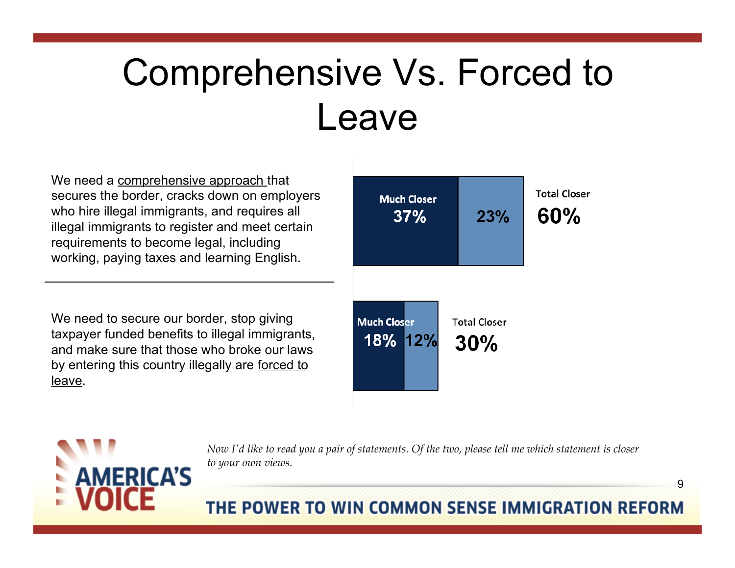# Comprehensive Vs. Forced to Leave

| Statement | Much Closer | Somewhat Closer | Total Closer |
|---|---|---|---|
| We need a comprehensive approach that secures the border, cracks down on employers who hire illegal immigrants, and requires all illegal immigrants to register and meet certain requirements to become legal, including working, paying taxes and learning English. | 37% | 23% | 60% |
| We need to secure our border, stop giving taxpayer funded benefits to illegal immigrants, and make sure that those who broke our laws by entering this country illegally are forced to leave. | 18% | 12% | 30% |

*Now I'd like to read you a pair of statements. Of the two, please tell me which statement is closer to your own views.*

AMERICA'S VOICE

THE POWER TO WIN COMMON SENSE IMMIGRATION REFORM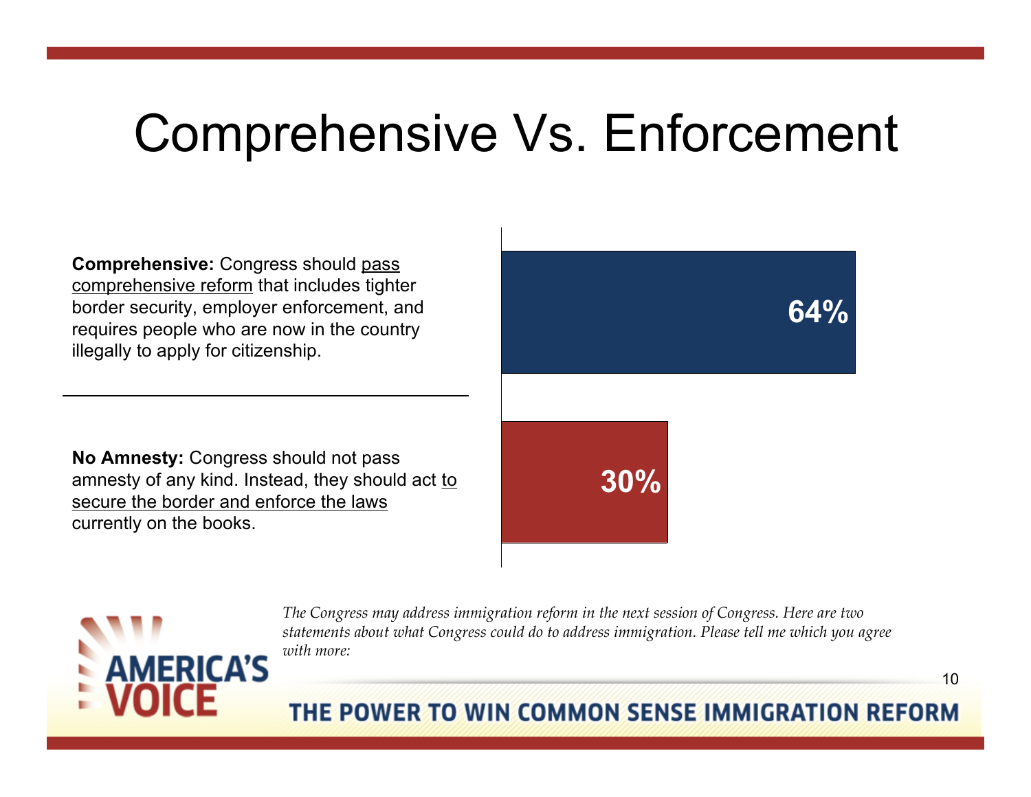# Comprehensive Vs. Enforcement

**Comprehensive:** Congress should pass comprehensive reform that includes tighter border security, employer enforcement, and requires people who are now in the country illegally to apply for citizenship.

**No Amnesty:** Congress should not pass amnesty of any kind. Instead, they should act to secure the border and enforce the laws currently on the books.

| Statement | Percent |
| --- | --- |
| Comprehensive | 64% |
| No Amnesty | 30% |

*The Congress may address immigration reform in the next session of Congress. Here are two statements about what Congress could do to address immigration. Please tell me which you agree with more:*

AMERICA'S VOICE

THE POWER TO WIN COMMON SENSE IMMIGRATION REFORM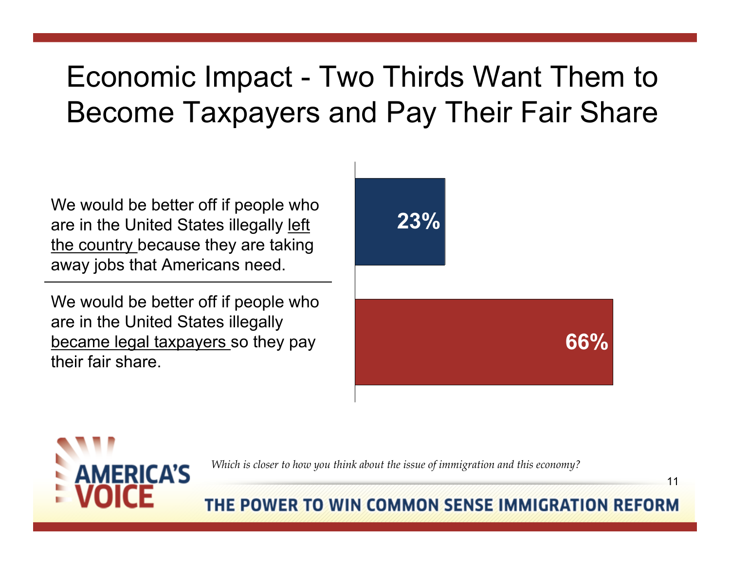# Economic Impact - Two Thirds Want Them to Become Taxpayers and Pay Their Fair Share

We would be better off if people who are in the United States illegally <u>left the country</u> because they are taking away jobs that Americans need.

23%

We would be better off if people who are in the United States illegally <u>became legal taxpayers</u> so they pay their fair share.

66%

*Which is closer to how you think about the issue of immigration and this economy?*

AMERICA'S VOICE

THE POWER TO WIN COMMON SENSE IMMIGRATION REFORM